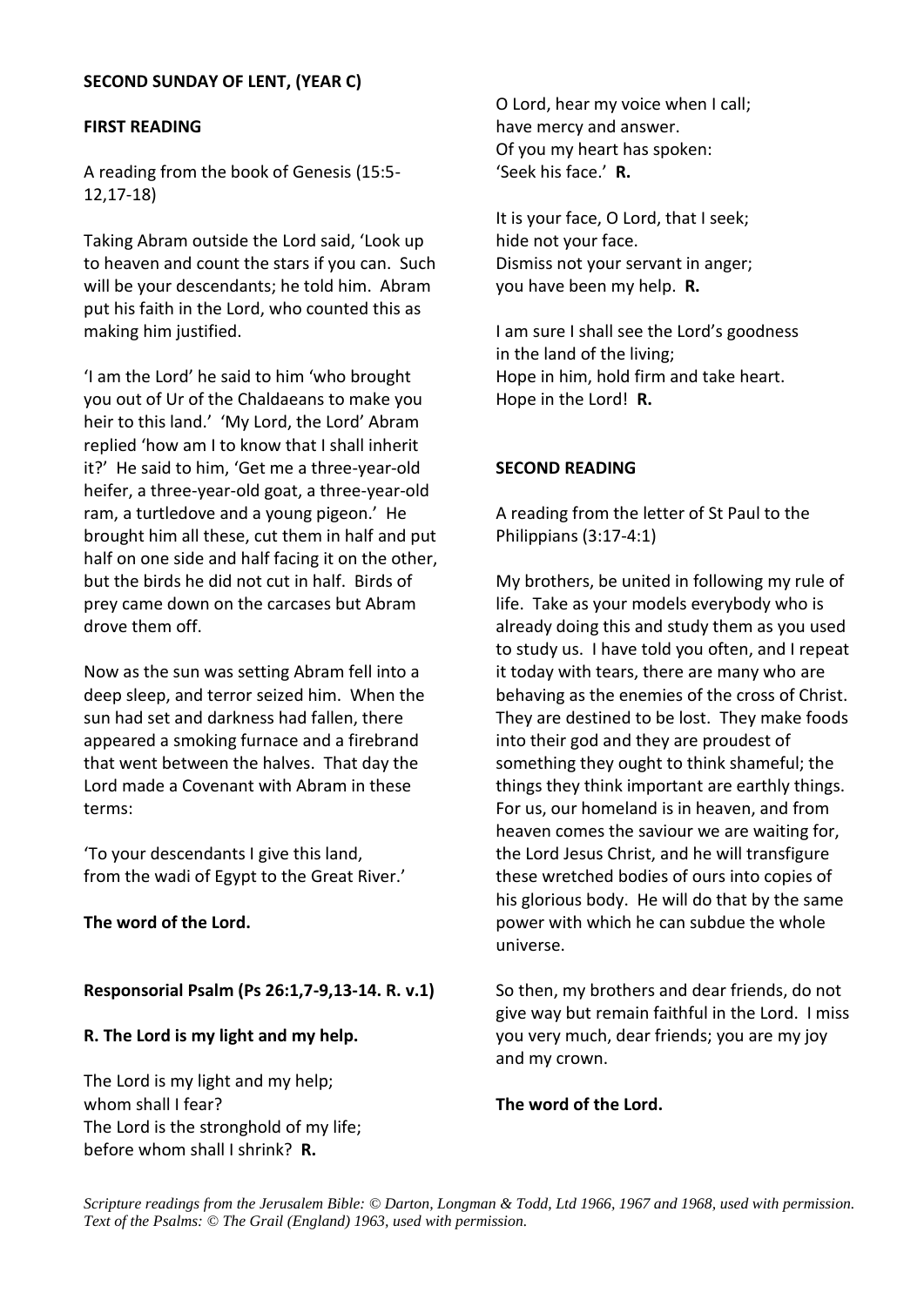**SECOND SUNDAY OF LENT, (YEAR C)**

**FIRST READING**

A reading from the book of Genesis (15:5-12,17-18)

Taking Abram outside the Lord said, 'Look up to heaven and count the stars if you can. Such will be your descendants; he told him. Abram put his faith in the Lord, who counted this as making him justified.

'I am the Lord' he said to him 'who brought you out of Ur of the Chaldaeans to make you heir to this land.' 'My Lord, the Lord' Abram replied 'how am I to know that I shall inherit it?' He said to him, 'Get me a three-year-old heifer, a three-year-old goat, a three-year-old ram, a turtledove and a young pigeon.' He brought him all these, cut them in half and put half on one side and half facing it on the other, but the birds he did not cut in half. Birds of prey came down on the carcases but Abram drove them off.

Now as the sun was setting Abram fell into a deep sleep, and terror seized him. When the sun had set and darkness had fallen, there appeared a smoking furnace and a firebrand that went between the halves. That day the Lord made a Covenant with Abram in these terms:

'To your descendants I give this land,
from the wadi of Egypt to the Great River.'

**The word of the Lord.**

**Responsorial Psalm (Ps 26:1,7-9,13-14. R. v.1)**

**R. The Lord is my light and my help.**

The Lord is my light and my help;
whom shall I fear?
The Lord is the stronghold of my life;
before whom shall I shrink? **R.**

O Lord, hear my voice when I call;
have mercy and answer.
Of you my heart has spoken:
'Seek his face.' **R.**

It is your face, O Lord, that I seek;
hide not your face.
Dismiss not your servant in anger;
you have been my help. **R.**

I am sure I shall see the Lord's goodness
in the land of the living;
Hope in him, hold firm and take heart.
Hope in the Lord! **R.**

**SECOND READING**

A reading from the letter of St Paul to the Philippians (3:17-4:1)

My brothers, be united in following my rule of life. Take as your models everybody who is already doing this and study them as you used to study us. I have told you often, and I repeat it today with tears, there are many who are behaving as the enemies of the cross of Christ. They are destined to be lost. They make foods into their god and they are proudest of something they ought to think shameful; the things they think important are earthly things. For us, our homeland is in heaven, and from heaven comes the saviour we are waiting for, the Lord Jesus Christ, and he will transfigure these wretched bodies of ours into copies of his glorious body. He will do that by the same power with which he can subdue the whole universe.

So then, my brothers and dear friends, do not give way but remain faithful in the Lord. I miss you very much, dear friends; you are my joy and my crown.

**The word of the Lord.**

*Scripture readings from the Jerusalem Bible: © Darton, Longman & Todd, Ltd 1966, 1967 and 1968, used with permission. Text of the Psalms: © The Grail (England) 1963, used with permission.*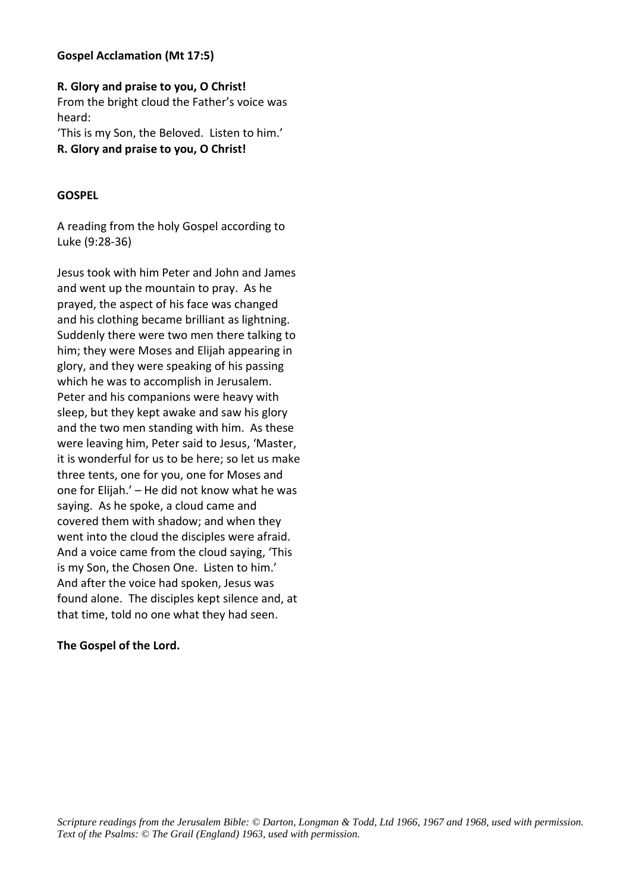**Gospel Acclamation (Mt 17:5)**

**R. Glory and praise to you, O Christ!**
From the bright cloud the Father's voice was heard:
'This is my Son, the Beloved. Listen to him.'
**R. Glory and praise to you, O Christ!**

**GOSPEL**

A reading from the holy Gospel according to Luke (9:28-36)

Jesus took with him Peter and John and James and went up the mountain to pray. As he prayed, the aspect of his face was changed and his clothing became brilliant as lightning. Suddenly there were two men there talking to him; they were Moses and Elijah appearing in glory, and they were speaking of his passing which he was to accomplish in Jerusalem. Peter and his companions were heavy with sleep, but they kept awake and saw his glory and the two men standing with him. As these were leaving him, Peter said to Jesus, 'Master, it is wonderful for us to be here; so let us make three tents, one for you, one for Moses and one for Elijah.' – He did not know what he was saying. As he spoke, a cloud came and covered them with shadow; and when they went into the cloud the disciples were afraid. And a voice came from the cloud saying, 'This is my Son, the Chosen One. Listen to him.' And after the voice had spoken, Jesus was found alone. The disciples kept silence and, at that time, told no one what they had seen.

**The Gospel of the Lord.**

*Scripture readings from the Jerusalem Bible: © Darton, Longman & Todd, Ltd 1966, 1967 and 1968, used with permission. Text of the Psalms: © The Grail (England) 1963, used with permission.*